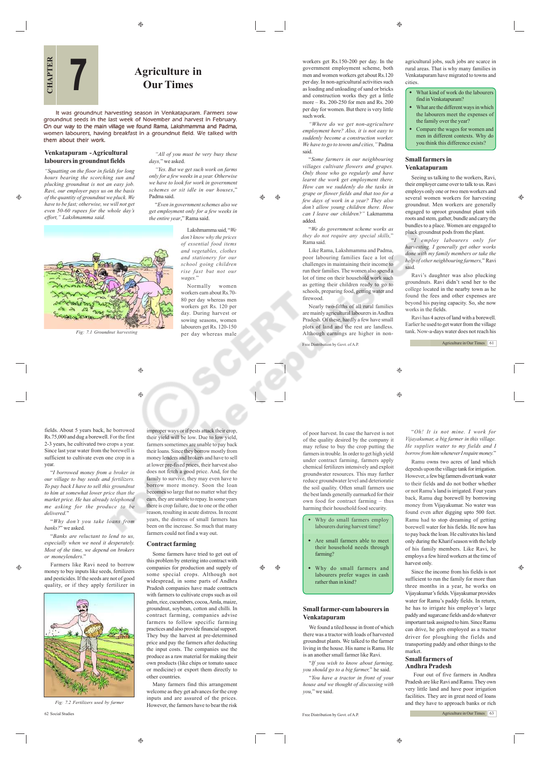# CHAPTER 7

# Agriculture in Our Times

It was groundnut harvesting season in Venkatapuram. Farmers sow groundnut seeds in the last week of November and harvest in February. On our way to the main village we found Rama, Lakshmamma and Padma, women labourers, having breakfast in a groundnut field. We talked with them about their work.

## Venkatapuram - Agricultural labourers in groundnut fields

*"Squatting on the floor in fields for long hours bearing the scorching sun and plucking groundnut is not an easy job. Ravi, our employer pays us on the basis of the quantity of groundnut we pluck. We have to be fast; otherwise, we will not get even 50-60 rupees for the whole day's effort," Lakshmamma said.*

*"All of you must be very busy these days,"* we asked.

*"Yes. But we get such work on farms only for a few weeks in a year. Otherwise we have to look for work in government schemes or sit idle in our houses,"* Padma said.

"*Even in government schemes also we get employment only for a few weeks in the entire year*," Rama said.

Fig: 7.1 Groundnut harvesting

Lakshmamma said, "*We don't know why the prices of essential food items and vegetables, clothes and stationery for our school going children rise fast but not our wages*."

Normally women workers earn about Rs.70-80 per day whereas men workers get Rs. 120 per day. During harvest or sowing seasons, women labourers get Rs. 120-150 per day whereas male workers get Rs.150-200 per day. In the government employment scheme, both men and women workers get about Rs.120 per day. In non-agricultural activities such as loading and unloading of sand or bricks and construction works they get a little more – Rs. 200-250 for men and Rs. 200 per day for women. But there is very little such work.

*"Where do we get non-agriculture employment here? Also, it is not easy to suddenly become a construction worker. We have to go to towns and cities,"* Padma said.

"*Some farmers in our neighbouring villages cultivate flowers and grapes. Only those who go regularly and have learnt the work get employment there. How can we suddenly do the tasks in grape or flower fields and that too for a few days of work in a year? They also don't allow young children there. How can I leave our children?"* Lakmamma added.

"*We do government scheme works as they do not require any special skills,*" Rama said.

Like Rama, Lakshmamma and Padma, poor labouring families face a lot of challenges in maintaining their income to run their families. The women also spend a lot of time on their household work such as getting their children ready to go to schools, preparing food, getting water and firewood.

Nearly two-fifths of all rural families are mainly agricultural labourers in Andhra Pradesh. Of these, hardly a few have small plots of land and the rest are landless. Although earnings are higher in non-agricultural jobs, such jobs are scarce in rural areas. That is why many families in Venkatapuram have migrated to towns and cities.

- What kind of work do the labourers find in Venkatapuram?
- What are the different ways in which the labourers meet the expenses of the family over the year?
- Compare the wages for women and men in different contexts. Why do you think this difference exists?

## Small farmers in Venkatapuram

Seeing us talking to the workers, Ravi, their employer came over to talk to us. Ravi employs only one or two men workers and several women workers for harvesting groundnut. Men workers are generally engaged to uproot groundnut plant with roots and stem, gather, bundle and carry the bundles to a place. Women are engaged to pluck groundnut pods from the plant.

*"I employ labourers only for harvesting. I generally get other works done with my family members or take the help of other neighbouring farmers,"* Ravi said.

Ravi's daughter was also plucking groundnuts. Ravi didn't send her to the college located in the nearby town as he found the fees and other expenses are beyond his paying capacity. So, she now works in the fields.

Ravi has 4 acres of land with a borewell. Earlier he used to get water from the village tank. Now-a-days water does not reach his fields. About 5 years back, he borrowed Rs.75,000 and dug a borewell. For the first 2-3 years, he cultivated two crops a year. Since last year water from the borewell is sufficient to cultivate even one crop in a year.

*"I borrowed money from a broker in our village to buy seeds and fertilizers. To pay back I have to sell this groundnut to him at somewhat lower price than the market price. He has already telephoned me asking for the produce to be delivered."*

*"Why don't you take loans from banks?"* we asked.

*"Banks are reluctant to lend to us, especially when we need it desperately. Most of the time, we depend on brokers or moneylenders."*

Farmers like Ravi need to borrow money to buy inputs like seeds, fertilizers and pesticides. If the seeds are not of good quality, or if they apply fertilizer in improper ways or if pests attack their crop, their yield will be low. Due to low yield, farmers sometimes are unable to pay back their loans. Since they borrow mostly from money lenders and brokers and have to sell at lower pre-fixed prices, their harvest also does not fetch a good price. And, for the family to survive, they may even have to borrow more money. Soon the loan becomes so large that no matter what they earn, they are unable to repay. In some years there is crop failure, due to one or the other reason, resulting in acute distress. In recent years, the distress of small farmers has been on the increase. So much that many farmers could not find a way out.

Fig: 7.2 Fertilizers used by farmer

## Contract farming

Some farmers have tried to get out of this problem by entering into contract with companies for production and supply of some special crops. Although not widespread, in some parts of Andhra Pradesh companies have made contracts with farmers to cultivate crops such as oil palm, rice, cucumbers, cocoa, Amla, maize, groundnut, soybean, cotton and chilli. In contract farming, companies advise farmers to follow specific farming practices and also provide financial support. They buy the harvest at pre-determined price and pay the farmers after deducting the input costs. The companies use the produce as a raw material for making their own products (like chips or tomato sauce or medicine) or export them directly to other countries.

Many farmers find this arrangement welcome as they get advances for the crop inputs and are assured of the prices. However, the farmers have to bear the risk of poor harvest. In case the harvest is not of the quality desired by the company it may refuse to buy the crop putting the farmers in trouble. In order to get high yield under contract farming, farmers apply chemical fertilizers intensively and exploit groundwater resources. This may further reduce groundwater level and deterioratie the soil quality. Often small farmers use the best lands generally earmarked for their own food for contract farming – thus harming their household food security.

- Why do small farmers employ labourers during harvest time?
- Are small farmers able to meet their household needs through farming?
- Why do small farmers and labourers prefer wages in cash rather than in kind?

## Small farmer-cum labourers in Venkatapuram

We found a tiled house in front of which there was a tractor with loads of harvested groundnut plants. We talked to the farmer living in the house. His name is Ramu. He is an another small farmer like Ravi.

"*If you wish to know about farming, you should go to a big farmer,*" he said.

"*You have a tractor in front of your house and we thought of discussing with you,*" we said.

"*Oh! It is not mine. I work for Vijayakumar, a big farmer in this village. He supplies water to my fields and I borrow from him whenever I require money.*"

Ramu owns two acres of land which depends upon the village tank for irrigation. However, a few big farmers divert tank water to their fields and do not bother whether or not Ramu's land is irrigated. Four years back, Ramu dug borewell by borrowing money from Vijayakumar. No water was found even after digging upto 500 feet. Ramu had to stop dreaming of getting borewell water for his fields. He now has to pay back the loan. He cultivates his land only during the Kharif season with the help of his family members. Like Ravi, he employs a few hired workers at the time of harvest only.

Since the income from his fields is not sufficient to run the family for more than three months in a year, he works on Vijayakumar's fields. Vijayakumar provides water for Ramu's paddy fields. In return, he has to irrigate his employer's large paddy and sugarcane fields and do whatever important task assigned to him. Since Ramu can drive, he gets employed as a tractor driver for ploughing the fields and transporting paddy and other things to the market.

## Small farmers of Andhra Pradesh

Four out of five farmers in Andhra Pradesh are like Ravi and Ramu. They own very little land and have poor irrigation facilities. They are in great need of loans and they have to approach banks or rich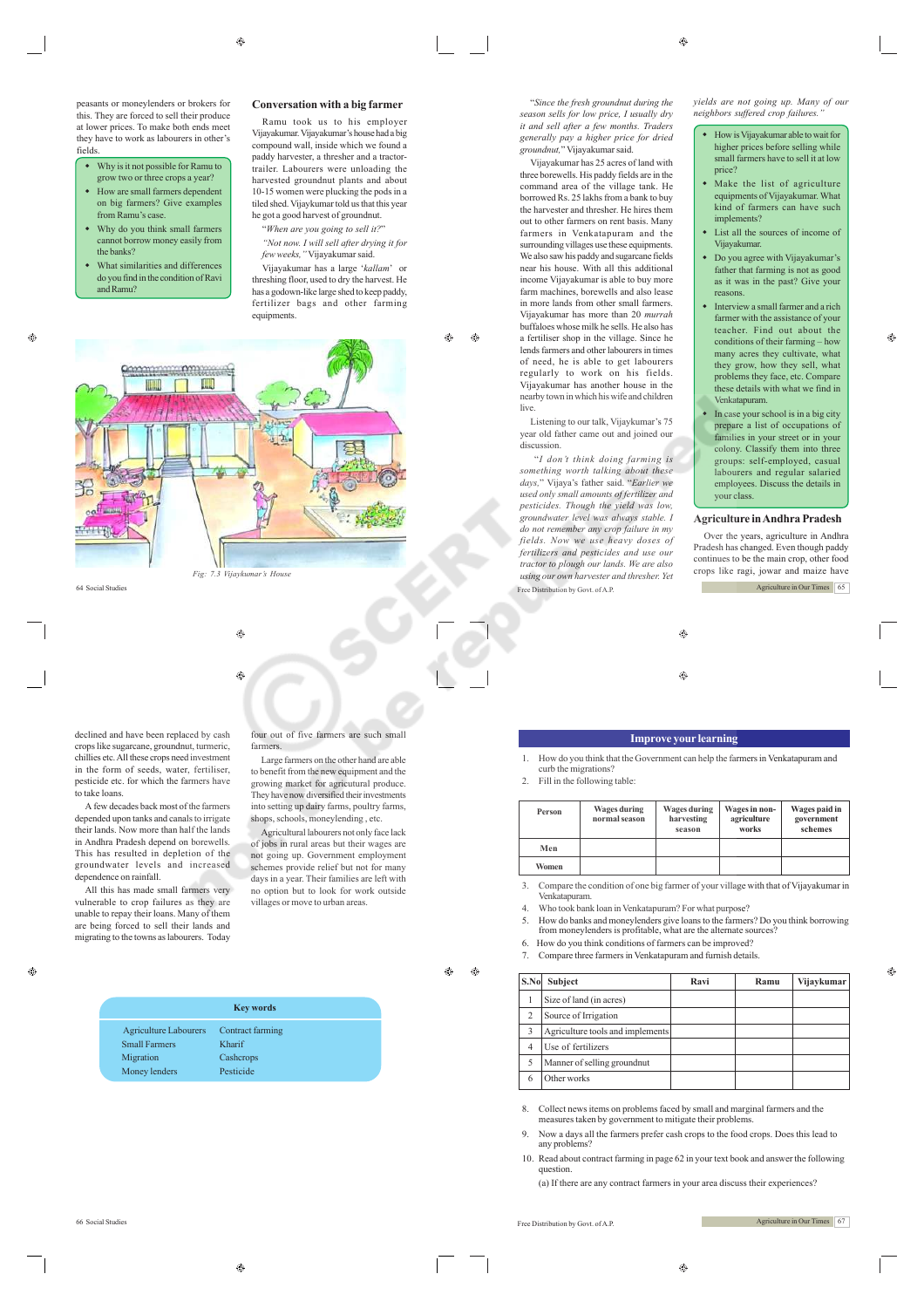peasants or moneylenders or brokers for this. They are forced to sell their produce at lower prices. To make both ends meet they have to work as labourers in other's fields.

- Why is it not possible for Ramu to grow two or three crops a year?
- How are small farmers dependent on big farmers? Give examples from Ramu's case.
- Why do you think small farmers cannot borrow money easily from the banks?
- What similarities and differences do you find in the condition of Ravi and Ramu?

## Conversation with a big farmer

Ramu took us to his employer Vijayakumar. Vijayakumar's house had a big compound wall, inside which we found a paddy harvester, a thresher and a tractor-trailer. Labourers were unloading the harvested groundnut plants and about 10-15 women were plucking the pods in a tiled shed. Vijayakumar told us that this year he got a good harvest of groundnut.

"*When are you going to sell it?*"

"*Not now. I will sell after drying it for few weeks,*" Vijayakumar said.

Vijayakumar has a large '*kallam*' or threshing floor, used to dry the harvest. He has a godown-like large shed to keep paddy, fertilizer bags and other farming equipments.

Fig: 7.3 Vijayakumar's House

"*Since the fresh groundnut during the season sells for low price, I usually dry it and sell after a few months. Traders generally pay a higher price for dried groundnut,*" Vijayakumar said.

Vijayakumar has 25 acres of land with three borewells. His paddy fields are in the command area of the village tank. He borrowed Rs. 25 lakhs from a bank to buy the harvester and thresher. He hires them out to other farmers on rent basis. Many farmers in Venkatapuram and the surrounding villages use these equipments. We also saw his paddy and sugarcane fields near his house. With all this additional income Vijayakumar is able to buy more farm machines, borewells and also lease in more lands from other small farmers. Vijayakumar has more than 20 *murrah* buffaloes whose milk he sells. He also has a fertiliser shop in the village. Since he lends farmers and other labourers in times of need, he is able to get labourers regularly to work on his fields. Vijayakumar has another house in the nearby town in which his wife and children live.

Listening to our talk, Vijayakumar's 75 year old father came out and joined our discussion.

"*I don't think doing farming is something worth talking about these days,*" Vijaya's father said. "*Earlier we used only small amounts of fertilizer and pesticides. Though the yield was low, groundwater level was always stable. I do not remember any crop failure in my fields. Now we use heavy doses of fertilizers and pesticides and use our tractor to plough our lands. We are also using our own harvester and thresher. Yet yields are not going up. Many of our neighbors suffered crop failures.*"

- How is Vijayakumar able to wait for higher prices before selling while small farmers have to sell it at low price?
- Make the list of agriculture equipments of Vijayakumar. What kind of farmers can have such implements?
- List all the sources of income of Vijayakumar.
- Do you agree with Vijayakumar's father that farming is not as good as it was in the past? Give your reasons.
- Interview a small farmer and a rich farmer with the assistance of your teacher. Find out about the conditions of their farming – how many acres they cultivate, what they grow, how they sell, what problems they face, etc. Compare these details with what we find in Venkatapuram.
- In case your school is in a big city prepare a list of occupations of families in your street or in your colony. Classify them into three groups: self-employed, casual labourers and regular salaried employees. Discuss the details in your class.

## Agriculture in Andhra Pradesh

Over the years, agriculture in Andhra Pradesh has changed. Even though paddy continues to be the main crop, other food crops like ragi, jowar and maize have declined and have been replaced by cash crops like sugarcane, groundnut, turmeric, chillies etc. All these crops need investment in the form of seeds, water, fertiliser, pesticide etc. for which the farmers have to take loans.

A few decades back most of the farmers depended upon tanks and canals to irrigate their lands. Now more than half the lands in Andhra Pradesh depend on borewells. This has resulted in depletion of the groundwater levels and increased dependence on rainfall.

All this has made small farmers very vulnerable to crop failures as they are unable to repay their loans. Many of them are being forced to sell their lands and migrating to the towns as labourers. Today four out of five farmers are such small farmers.

Large farmers on the other hand are able to benefit from the new equipment and the growing market for agricultural produce. They have now diversified their investments into setting up dairy farms, poultry farms, shops, schools, moneylending, etc.

Agricultural labourers not only face lack of jobs in rural areas but their wages are not going up. Government employment schemes provide relief but not for many days in a year. Their families are left with no option but to look for work outside villages or move to urban areas.

### Key words

| | |
|---|---|
| Agriculture Labourers | Contract farming |
| Small Farmers | Kharif |
| Migration | Cashcrops |
| Money lenders | Pesticide |

## Improve your learning

1. How do you think that the Government can help the farmers in Venkatapuram and curb the migrations?
2. Fill in the following table:

| Person | Wages during normal season | Wages during harvesting season | Wages in non-agriculture works | Wages paid in government schemes |
|---|---|---|---|---|
| Men | | | | |
| Women | | | | |

3. Compare the condition of one big farmer of your village with that of Vijayakumar in Venkatapuram.
4. Who took bank loan in Venkatapuram? For what purpose?
5. How do banks and moneylenders give loans to the farmers? Do you think borrowing from moneylenders is profitable, what are the alternate sources?
6. How do you think conditions of farmers can be improved?
7. Compare three farmers in Venkatapuram and furnish details.

| S.No | Subject | Ravi | Ramu | Vijaykumar |
|---|---|---|---|---|
| 1 | Size of land (in acres) | | | |
| 2 | Source of Irrigation | | | |
| 3 | Agriculture tools and implements | | | |
| 4 | Use of fertilizers | | | |
| 5 | Manner of selling groundnut | | | |
| 6 | Other works | | | |

8. Collect news items on problems faced by small and marginal farmers and the measures taken by government to mitigate their problems.
9. Now a days all the farmers prefer cash crops to the food crops. Does this lead to any problems?
10. Read about contract farming in page 62 in your text book and answer the following question.

    (a) If there are any contract farmers in your area discuss their experiences?